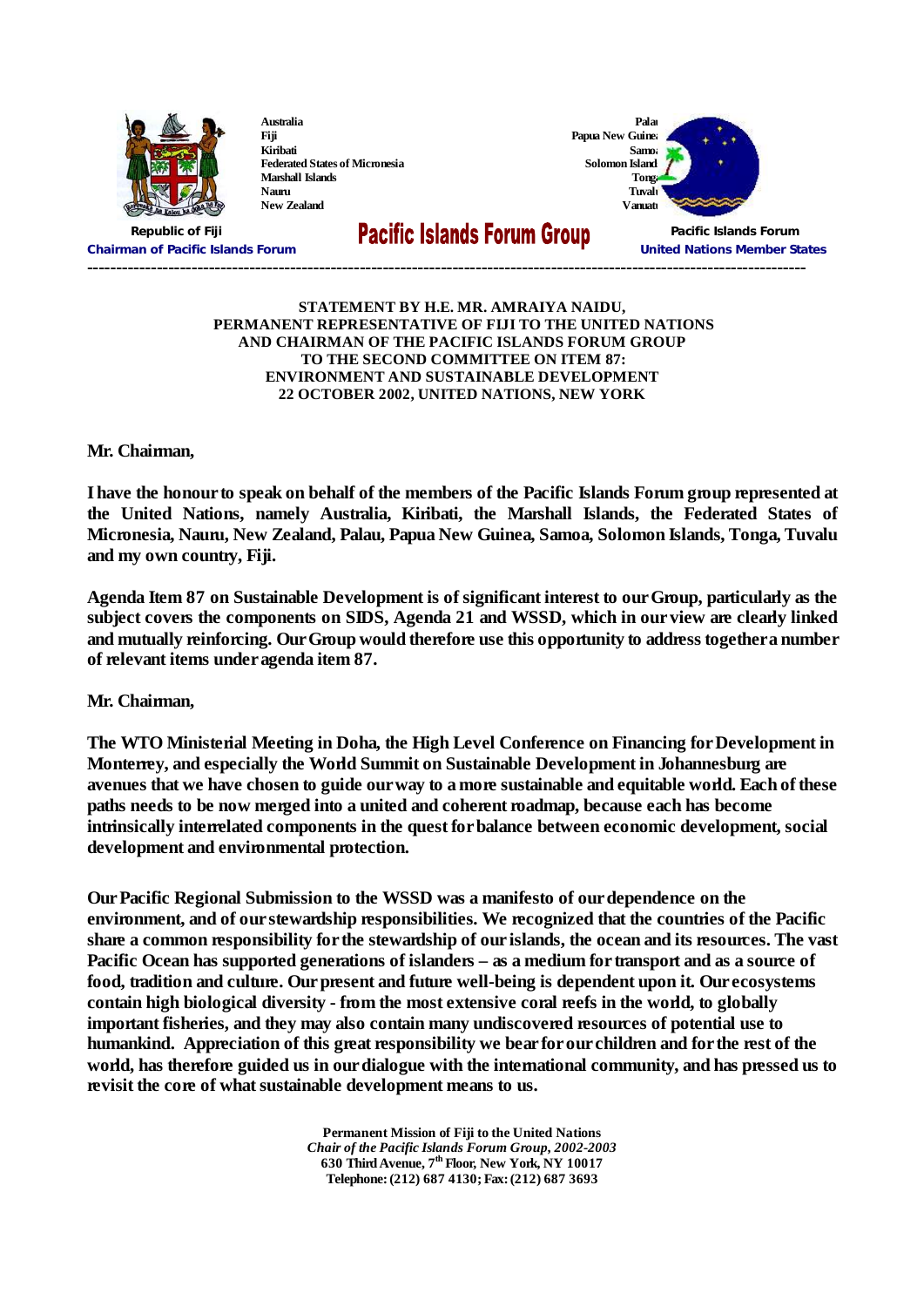Australia
Fiji
Kiribati
Federated States of Micronesia
Marshall Islands
Nauru
New Zealand

Palau
Papua New Guinea
Samoa
Solomon Island
Tonga
Tuvalu
Vanuatu

**Republic of Fiji**
**Chairman of Pacific Islands Forum**

# Pacific Islands Forum Group

**Pacific Islands Forum**
**United Nations Member States**

---

**STATEMENT BY H.E. MR. AMRAIYA NAIDU,**
**PERMANENT REPRESENTATIVE OF FIJI TO THE UNITED NATIONS**
**AND CHAIRMAN OF THE PACIFIC ISLANDS FORUM GROUP**
**TO THE SECOND COMMITTEE ON ITEM 87:**
**ENVIRONMENT AND SUSTAINABLE DEVELOPMENT**
**22 OCTOBER 2002, UNITED NATIONS, NEW YORK**

**Mr. Chairman,**

**I have the honour to speak on behalf of the members of the Pacific Islands Forum group represented at the United Nations, namely Australia, Kiribati, the Marshall Islands, the Federated States of Micronesia, Nauru, New Zealand, Palau, Papua New Guinea, Samoa, Solomon Islands, Tonga, Tuvalu and my own country, Fiji.**

**Agenda Item 87 on Sustainable Development is of significant interest to our Group, particularly as the subject covers the components on SIDS, Agenda 21 and WSSD, which in our view are clearly linked and mutually reinforcing. Our Group would therefore use this opportunity to address together a number of relevant items under agenda item 87.**

**Mr. Chairman,**

**The WTO Ministerial Meeting in Doha, the High Level Conference on Financing for Development in Monterrey, and especially the World Summit on Sustainable Development in Johannesburg are avenues that we have chosen to guide our way to a more sustainable and equitable world. Each of these paths needs to be now merged into a united and coherent roadmap, because each has become intrinsically interrelated components in the quest for balance between economic development, social development and environmental protection.**

**Our Pacific Regional Submission to the WSSD was a manifesto of our dependence on the environment, and of our stewardship responsibilities. We recognized that the countries of the Pacific share a common responsibility for the stewardship of our islands, the ocean and its resources. The vast Pacific Ocean has supported generations of islanders – as a medium for transport and as a source of food, tradition and culture. Our present and future well-being is dependent upon it. Our ecosystems contain high biological diversity - from the most extensive coral reefs in the world, to globally important fisheries, and they may also contain many undiscovered resources of potential use to humankind. Appreciation of this great responsibility we bear for our children and for the rest of the world, has therefore guided us in our dialogue with the international community, and has pressed us to revisit the core of what sustainable development means to us.**

**Permanent Mission of Fiji to the United Nations**
***Chair of the Pacific Islands Forum Group, 2002-2003***
**630 Third Avenue, 7th Floor, New York, NY 10017**
**Telephone: (212) 687 4130; Fax: (212) 687 3693**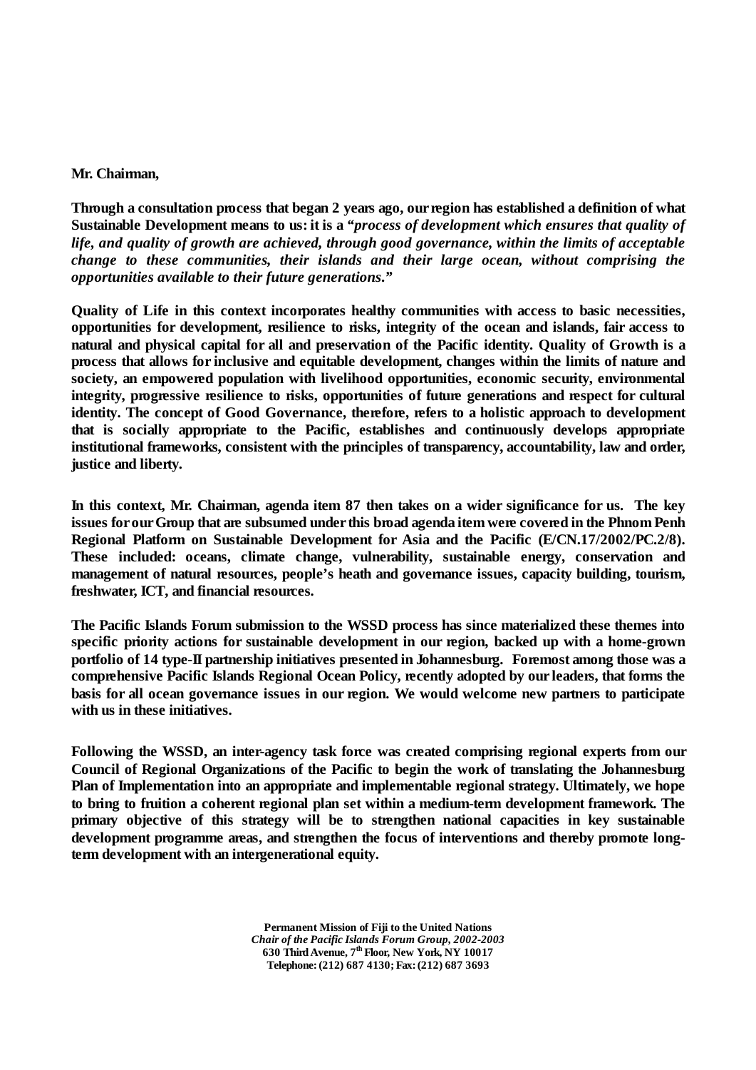**Mr. Chairman,**

**Through a consultation process that began 2 years ago, our region has established a definition of what Sustainable Development means to us: it is a "*process of development which ensures that quality of life, and quality of growth are achieved, through good governance, within the limits of acceptable change to these communities, their islands and their large ocean, without comprising the opportunities available to their future generations*."**

**Quality of Life in this context incorporates healthy communities with access to basic necessities, opportunities for development, resilience to risks, integrity of the ocean and islands, fair access to natural and physical capital for all and preservation of the Pacific identity. Quality of Growth is a process that allows for inclusive and equitable development, changes within the limits of nature and society, an empowered population with livelihood opportunities, economic security, environmental integrity, progressive resilience to risks, opportunities of future generations and respect for cultural identity. The concept of Good Governance, therefore, refers to a holistic approach to development that is socially appropriate to the Pacific, establishes and continuously develops appropriate institutional frameworks, consistent with the principles of transparency, accountability, law and order, justice and liberty.**

**In this context, Mr. Chairman, agenda item 87 then takes on a wider significance for us. The key issues for our Group that are subsumed under this broad agenda item were covered in the Phnom Penh Regional Platform on Sustainable Development for Asia and the Pacific (E/CN.17/2002/PC.2/8). These included: oceans, climate change, vulnerability, sustainable energy, conservation and management of natural resources, people's heath and governance issues, capacity building, tourism, freshwater, ICT, and financial resources.**

**The Pacific Islands Forum submission to the WSSD process has since materialized these themes into specific priority actions for sustainable development in our region, backed up with a home-grown portfolio of 14 type-II partnership initiatives presented in Johannesburg. Foremost among those was a comprehensive Pacific Islands Regional Ocean Policy, recently adopted by our leaders, that forms the basis for all ocean governance issues in our region. We would welcome new partners to participate with us in these initiatives.**

**Following the WSSD, an inter-agency task force was created comprising regional experts from our Council of Regional Organizations of the Pacific to begin the work of translating the Johannesburg Plan of Implementation into an appropriate and implementable regional strategy. Ultimately, we hope to bring to fruition a coherent regional plan set within a medium-term development framework. The primary objective of this strategy will be to strengthen national capacities in key sustainable development programme areas, and strengthen the focus of interventions and thereby promote long-term development with an intergenerational equity.**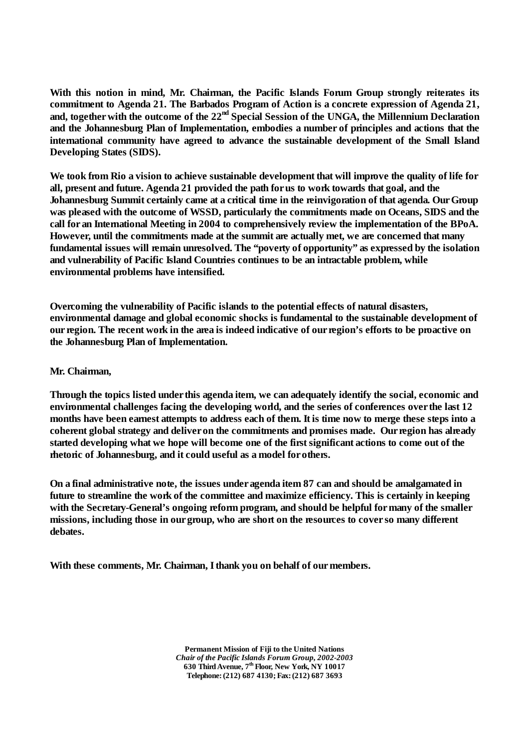**With this notion in mind, Mr. Chairman, the Pacific Islands Forum Group strongly reiterates its commitment to Agenda 21. The Barbados Program of Action is a concrete expression of Agenda 21, and, together with the outcome of the 22nd Special Session of the UNGA, the Millennium Declaration and the Johannesburg Plan of Implementation, embodies a number of principles and actions that the international community have agreed to advance the sustainable development of the Small Island Developing States (SIDS).**

**We took from Rio a vision to achieve sustainable development that will improve the quality of life for all, present and future. Agenda 21 provided the path for us to work towards that goal, and the Johannesburg Summit certainly came at a critical time in the reinvigoration of that agenda. Our Group was pleased with the outcome of WSSD, particularly the commitments made on Oceans, SIDS and the call for an International Meeting in 2004 to comprehensively review the implementation of the BPoA. However, until the commitments made at the summit are actually met, we are concerned that many fundamental issues will remain unresolved. The "poverty of opportunity" as expressed by the isolation and vulnerability of Pacific Island Countries continues to be an intractable problem, while environmental problems have intensified.**

**Overcoming the vulnerability of Pacific islands to the potential effects of natural disasters, environmental damage and global economic shocks is fundamental to the sustainable development of our region. The recent work in the area is indeed indicative of our region's efforts to be proactive on the Johannesburg Plan of Implementation.**

**Mr. Chairman,**

**Through the topics listed under this agenda item, we can adequately identify the social, economic and environmental challenges facing the developing world, and the series of conferences over the last 12 months have been earnest attempts to address each of them. It is time now to merge these steps into a coherent global strategy and deliver on the commitments and promises made. Our region has already started developing what we hope will become one of the first significant actions to come out of the rhetoric of Johannesburg, and it could useful as a model for others.**

**On a final administrative note, the issues under agenda item 87 can and should be amalgamated in future to streamline the work of the committee and maximize efficiency. This is certainly in keeping with the Secretary-General's ongoing reform program, and should be helpful for many of the smaller missions, including those in our group, who are short on the resources to cover so many different debates.**

**With these comments, Mr. Chairman, I thank you on behalf of our members.**

**Permanent Mission of Fiji to the United Nations**
***Chair of the Pacific Islands Forum Group, 2002-2003***
**630 Third Avenue, 7th Floor, New York, NY 10017**
**Telephone: (212) 687 4130; Fax: (212) 687 3693**